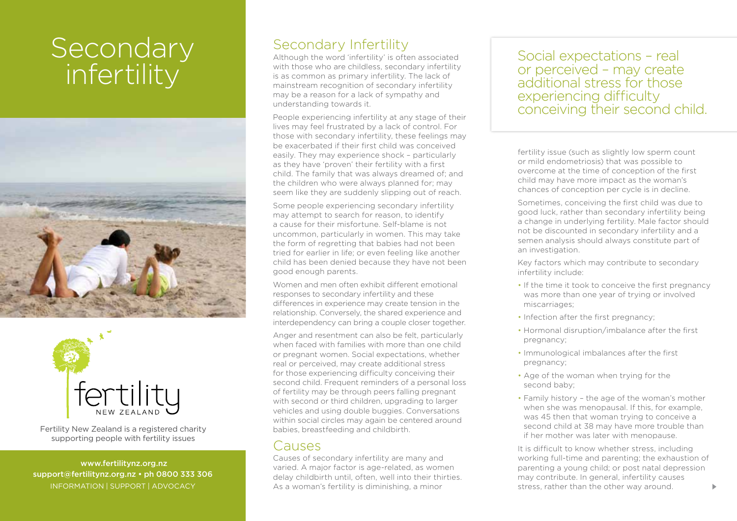# Secondary infertility

fertility NEW ZEALAND

Fertility New Zealand is a registered charity supporting people with fertility issues

www.fertilitynz.org.nz
support@fertilitynz.org.nz • ph 0800 333 306
INFORMATION | SUPPORT | ADVOCACY

## Secondary Infertility

Although the word 'infertility' is often associated with those who are childless, secondary infertility is as common as primary infertility. The lack of mainstream recognition of secondary infertility may be a reason for a lack of sympathy and understanding towards it.

People experiencing infertility at any stage of their lives may feel frustrated by a lack of control. For those with secondary infertility, these feelings may be exacerbated if their first child was conceived easily. They may experience shock – particularly as they have 'proven' their fertility with a first child. The family that was always dreamed of; and the children who were always planned for; may seem like they are suddenly slipping out of reach.

Some people experiencing secondary infertility may attempt to search for reason, to identify a cause for their misfortune. Self-blame is not uncommon, particularly in women. This may take the form of regretting that babies had not been tried for earlier in life; or even feeling like another child has been denied because they have not been good enough parents.

Women and men often exhibit different emotional responses to secondary infertility and these differences in experience may create tension in the relationship. Conversely, the shared experience and interdependency can bring a couple closer together.

Anger and resentment can also be felt, particularly when faced with families with more than one child or pregnant women. Social expectations, whether real or perceived, may create additional stress for those experiencing difficulty conceiving their second child. Frequent reminders of a personal loss of fertility may be through peers falling pregnant with second or third children, upgrading to larger vehicles and using double buggies. Conversations within social circles may again be centered around babies, breastfeeding and childbirth.

## Causes

Causes of secondary infertility are many and varied. A major factor is age-related, as women delay childbirth until, often, well into their thirties. As a woman's fertility is diminishing, a minor fertility issue (such as slightly low sperm count or mild endometriosis) that was possible to overcome at the time of conception of the first child may have more impact as the woman's chances of conception per cycle is in decline.

> Social expectations – real or perceived – may create additional stress for those experiencing difficulty conceiving their second child.

Sometimes, conceiving the first child was due to good luck, rather than secondary infertility being a change in underlying fertility. Male factor should not be discounted in secondary infertility and a semen analysis should always constitute part of an investigation.

Key factors which may contribute to secondary infertility include:

- If the time it took to conceive the first pregnancy was more than one year of trying or involved miscarriages;
- Infection after the first pregnancy;
- Hormonal disruption/imbalance after the first pregnancy;
- Immunological imbalances after the first pregnancy;
- Age of the woman when trying for the second baby;
- Family history – the age of the woman's mother when she was menopausal. If this, for example, was 45 then that woman trying to conceive a second child at 38 may have more trouble than if her mother was later with menopause.

It is difficult to know whether stress, including working full-time and parenting; the exhaustion of parenting a young child; or post natal depression may contribute. In general, infertility causes stress, rather than the other way around.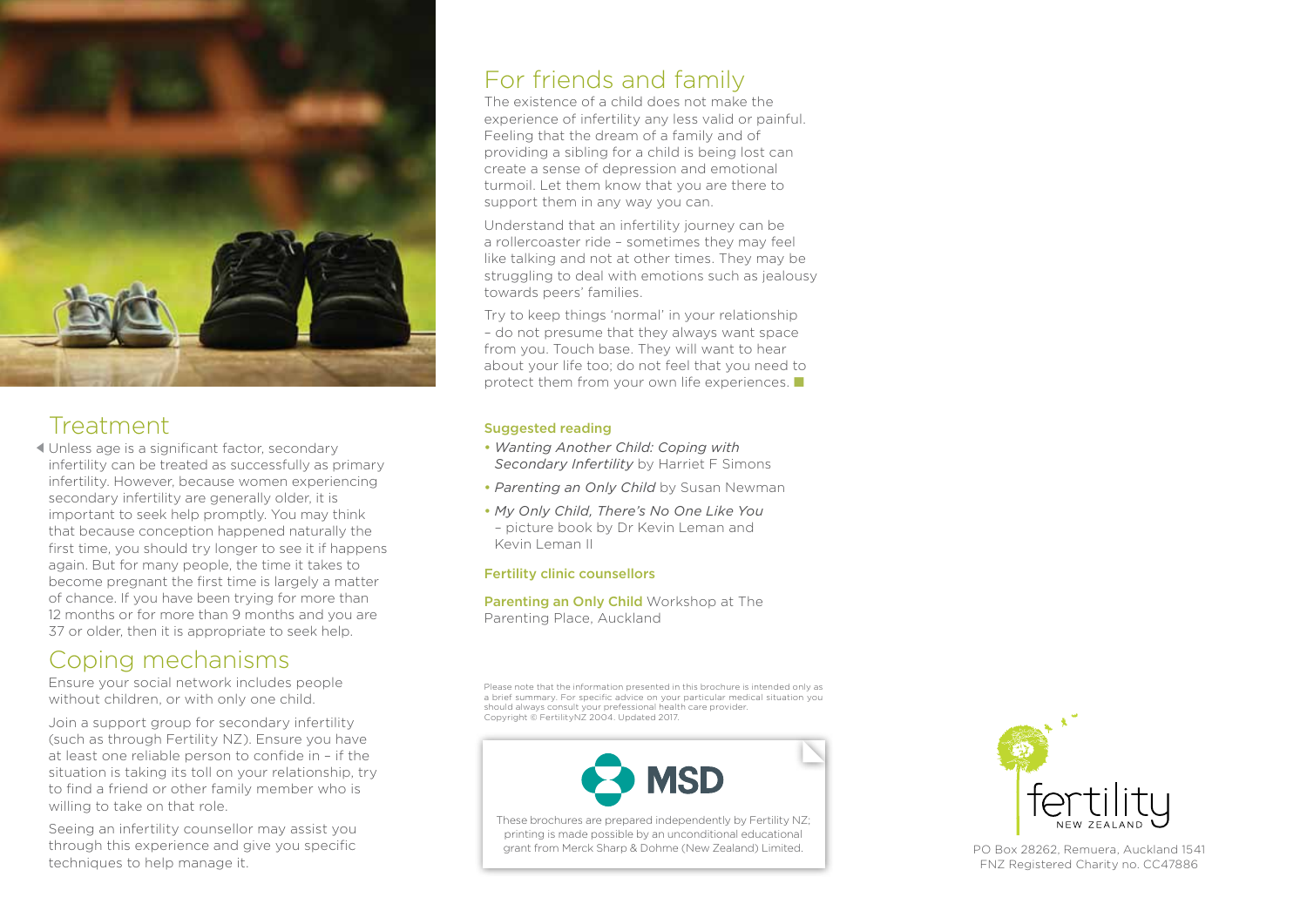## Treatment

Unless age is a significant factor, secondary infertility can be treated as successfully as primary infertility. However, because women experiencing secondary infertility are generally older, it is important to seek help promptly. You may think that because conception happened naturally the first time, you should try longer to see it if happens again. But for many people, the time it takes to become pregnant the first time is largely a matter of chance. If you have been trying for more than 12 months or for more than 9 months and you are 37 or older, then it is appropriate to seek help.

## Coping mechanisms

Ensure your social network includes people without children, or with only one child.

Join a support group for secondary infertility (such as through Fertility NZ). Ensure you have at least one reliable person to confide in – if the situation is taking its toll on your relationship, try to find a friend or other family member who is willing to take on that role.

Seeing an infertility counsellor may assist you through this experience and give you specific techniques to help manage it.

## For friends and family

The existence of a child does not make the experience of infertility any less valid or painful. Feeling that the dream of a family and of providing a sibling for a child is being lost can create a sense of depression and emotional turmoil. Let them know that you are there to support them in any way you can.

Understand that an infertility journey can be a rollercoaster ride – sometimes they may feel like talking and not at other times. They may be struggling to deal with emotions such as jealousy towards peers' families.

Try to keep things 'normal' in your relationship – do not presume that they always want space from you. Touch base. They will want to hear about your life too; do not feel that you need to protect them from your own life experiences.

### Suggested reading

- *Wanting Another Child: Coping with Secondary Infertility* by Harriet F Simons
- *Parenting an Only Child* by Susan Newman
- *My Only Child, There's No One Like You* – picture book by Dr Kevin Leman and Kevin Leman II

### Fertility clinic counsellors

**Parenting an Only Child** Workshop at The Parenting Place, Auckland

Please note that the information presented in this brochure is intended only as a brief summary. For specific advice on your particular medical situation you should always consult your prefessional health care provider. Copyright © FertilityNZ 2004. Updated 2017.

MSD

These brochures are prepared independently by Fertility NZ; printing is made possible by an unconditional educational grant from Merck Sharp & Dohme (New Zealand) Limited.

fertility NEW ZEALAND

PO Box 28262, Remuera, Auckland 1541
FNZ Registered Charity no. CC47886